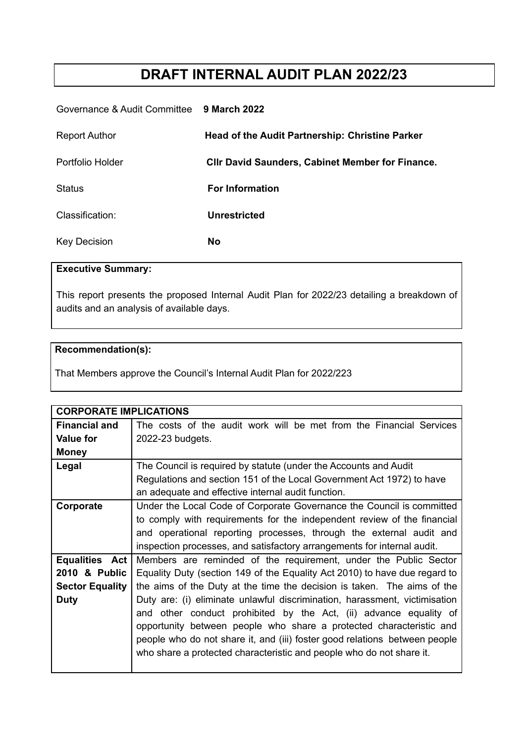# DRAFT INTERNAL AUDIT PLAN 2022/23

Governance & Audit Committee **9 March 2022**

Report Author **Head of the Audit Partnership: Christine Parker**

Portfolio Holder **Cllr David Saunders, Cabinet Member for Finance.**

Status **For Information**

Classification: **Unrestricted**

Key Decision **No**

| **Executive Summary:** |
|---|
| This report presents the proposed Internal Audit Plan for 2022/23 detailing a breakdown of audits and an analysis of available days. |

| **Recommendation(s):** |
|---|
| That Members approve the Council's Internal Audit Plan for 2022/223 |

| **CORPORATE IMPLICATIONS** | |
|---|---|
| **Financial and Value for Money** | The costs of the audit work will be met from the Financial Services 2022-23 budgets. |
| **Legal** | The Council is required by statute (under the Accounts and Audit Regulations and section 151 of the Local Government Act 1972) to have an adequate and effective internal audit function. |
| **Corporate** | Under the Local Code of Corporate Governance the Council is committed to comply with requirements for the independent review of the financial and operational reporting processes, through the external audit and inspection processes, and satisfactory arrangements for internal audit. |
| **Equalities Act 2010 & Public Sector Equality Duty** | Members are reminded of the requirement, under the Public Sector Equality Duty (section 149 of the Equality Act 2010) to have due regard to the aims of the Duty at the time the decision is taken. The aims of the Duty are: (i) eliminate unlawful discrimination, harassment, victimisation and other conduct prohibited by the Act, (ii) advance equality of opportunity between people who share a protected characteristic and people who do not share it, and (iii) foster good relations between people who share a protected characteristic and people who do not share it. |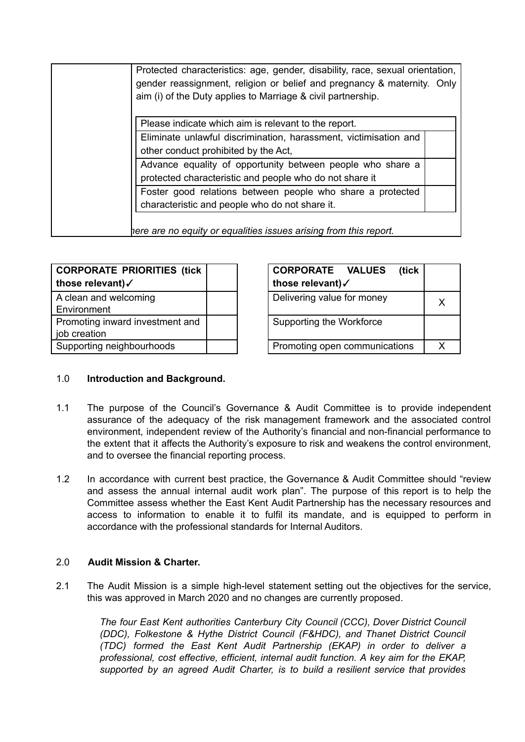| | Protected characteristics: age, gender, disability, race, sexual orientation, gender reassignment, religion or belief and pregnancy & maternity. Only aim (i) of the Duty applies to Marriage & civil partnership. |
|---|---|

| Please indicate which aim is relevant to the report. | |
|---|---|
| Eliminate unlawful discrimination, harassment, victimisation and other conduct prohibited by the Act, | |
| Advance equality of opportunity between people who share a protected characteristic and people who do not share it | |
| Foster good relations between people who share a protected characteristic and people who do not share it. | |

*here are no equity or equalities issues arising from this report.*

| **CORPORATE PRIORITIES (tick those relevant)✓** | |
|---|---|
| A clean and welcoming Environment | |
| Promoting inward investment and job creation | |
| Supporting neighbourhoods | |

| **CORPORATE VALUES (tick those relevant)✓** | |
|---|---|
| Delivering value for money | X |
| Supporting the Workforce | |
| Promoting open communications | X |

1.0 **Introduction and Background.**

1.1 The purpose of the Council's Governance & Audit Committee is to provide independent assurance of the adequacy of the risk management framework and the associated control environment, independent review of the Authority's financial and non-financial performance to the extent that it affects the Authority's exposure to risk and weakens the control environment, and to oversee the financial reporting process.

1.2 In accordance with current best practice, the Governance & Audit Committee should "review and assess the annual internal audit work plan". The purpose of this report is to help the Committee assess whether the East Kent Audit Partnership has the necessary resources and access to information to enable it to fulfil its mandate, and is equipped to perform in accordance with the professional standards for Internal Auditors.

2.0 **Audit Mission & Charter.**

2.1 The Audit Mission is a simple high-level statement setting out the objectives for the service, this was approved in March 2020 and no changes are currently proposed.

*The four East Kent authorities Canterbury City Council (CCC), Dover District Council (DDC), Folkestone & Hythe District Council (F&HDC), and Thanet District Council (TDC) formed the East Kent Audit Partnership (EKAP) in order to deliver a professional, cost effective, efficient, internal audit function. A key aim for the EKAP, supported by an agreed Audit Charter, is to build a resilient service that provides*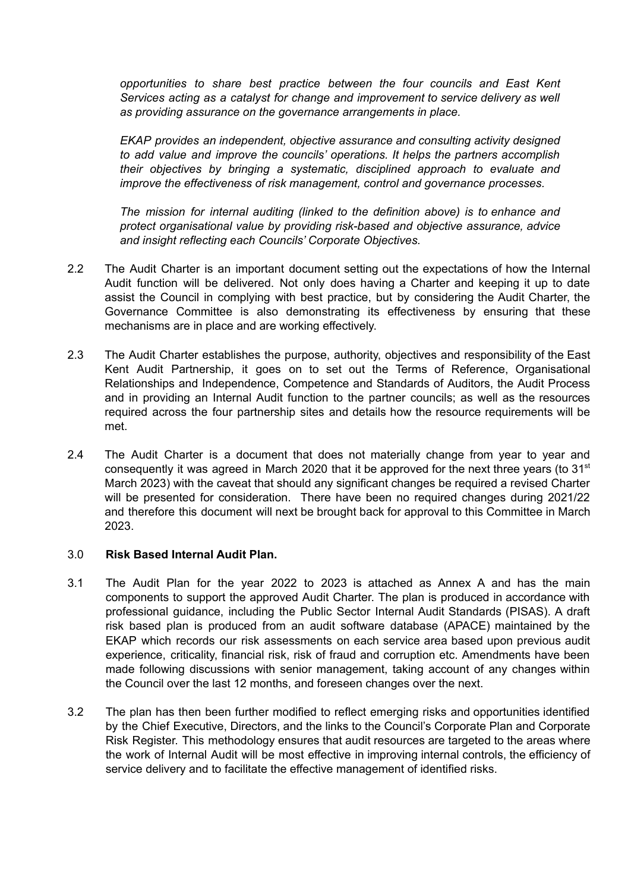*opportunities to share best practice between the four councils and East Kent Services acting as a catalyst for change and improvement to service delivery as well as providing assurance on the governance arrangements in place.*

*EKAP provides an independent, objective assurance and consulting activity designed to add value and improve the councils' operations. It helps the partners accomplish their objectives by bringing a systematic, disciplined approach to evaluate and improve the effectiveness of risk management, control and governance processes.*

*The mission for internal auditing (linked to the definition above) is to enhance and protect organisational value by providing risk-based and objective assurance, advice and insight reflecting each Councils' Corporate Objectives.*

2.2 The Audit Charter is an important document setting out the expectations of how the Internal Audit function will be delivered. Not only does having a Charter and keeping it up to date assist the Council in complying with best practice, but by considering the Audit Charter, the Governance Committee is also demonstrating its effectiveness by ensuring that these mechanisms are in place and are working effectively.

2.3 The Audit Charter establishes the purpose, authority, objectives and responsibility of the East Kent Audit Partnership, it goes on to set out the Terms of Reference, Organisational Relationships and Independence, Competence and Standards of Auditors, the Audit Process and in providing an Internal Audit function to the partner councils; as well as the resources required across the four partnership sites and details how the resource requirements will be met.

2.4 The Audit Charter is a document that does not materially change from year to year and consequently it was agreed in March 2020 that it be approved for the next three years (to 31st March 2023) with the caveat that should any significant changes be required a revised Charter will be presented for consideration. There have been no required changes during 2021/22 and therefore this document will next be brought back for approval to this Committee in March 2023.

### 3.0 Risk Based Internal Audit Plan.

3.1 The Audit Plan for the year 2022 to 2023 is attached as Annex A and has the main components to support the approved Audit Charter. The plan is produced in accordance with professional guidance, including the Public Sector Internal Audit Standards (PISAS). A draft risk based plan is produced from an audit software database (APACE) maintained by the EKAP which records our risk assessments on each service area based upon previous audit experience, criticality, financial risk, risk of fraud and corruption etc. Amendments have been made following discussions with senior management, taking account of any changes within the Council over the last 12 months, and foreseen changes over the next.

3.2 The plan has then been further modified to reflect emerging risks and opportunities identified by the Chief Executive, Directors, and the links to the Council's Corporate Plan and Corporate Risk Register. This methodology ensures that audit resources are targeted to the areas where the work of Internal Audit will be most effective in improving internal controls, the efficiency of service delivery and to facilitate the effective management of identified risks.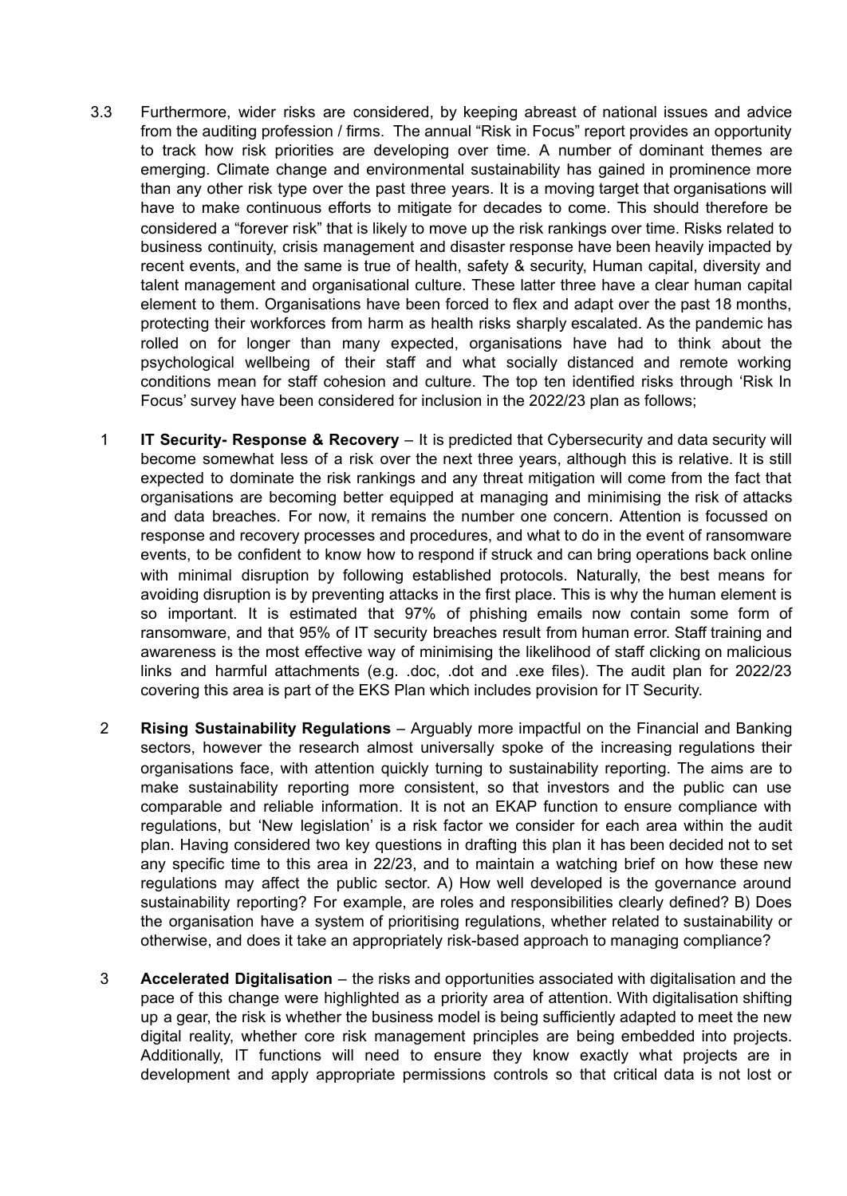3.3 Furthermore, wider risks are considered, by keeping abreast of national issues and advice from the auditing profession / firms. The annual "Risk in Focus" report provides an opportunity to track how risk priorities are developing over time. A number of dominant themes are emerging. Climate change and environmental sustainability has gained in prominence more than any other risk type over the past three years. It is a moving target that organisations will have to make continuous efforts to mitigate for decades to come. This should therefore be considered a "forever risk" that is likely to move up the risk rankings over time. Risks related to business continuity, crisis management and disaster response have been heavily impacted by recent events, and the same is true of health, safety & security, Human capital, diversity and talent management and organisational culture. These latter three have a clear human capital element to them. Organisations have been forced to flex and adapt over the past 18 months, protecting their workforces from harm as health risks sharply escalated. As the pandemic has rolled on for longer than many expected, organisations have had to think about the psychological wellbeing of their staff and what socially distanced and remote working conditions mean for staff cohesion and culture. The top ten identified risks through 'Risk In Focus' survey have been considered for inclusion in the 2022/23 plan as follows;

1 **IT Security- Response & Recovery** – It is predicted that Cybersecurity and data security will become somewhat less of a risk over the next three years, although this is relative. It is still expected to dominate the risk rankings and any threat mitigation will come from the fact that organisations are becoming better equipped at managing and minimising the risk of attacks and data breaches. For now, it remains the number one concern. Attention is focussed on response and recovery processes and procedures, and what to do in the event of ransomware events, to be confident to know how to respond if struck and can bring operations back online with minimal disruption by following established protocols. Naturally, the best means for avoiding disruption is by preventing attacks in the first place. This is why the human element is so important. It is estimated that 97% of phishing emails now contain some form of ransomware, and that 95% of IT security breaches result from human error. Staff training and awareness is the most effective way of minimising the likelihood of staff clicking on malicious links and harmful attachments (e.g. .doc, .dot and .exe files). The audit plan for 2022/23 covering this area is part of the EKS Plan which includes provision for IT Security.

2 **Rising Sustainability Regulations** – Arguably more impactful on the Financial and Banking sectors, however the research almost universally spoke of the increasing regulations their organisations face, with attention quickly turning to sustainability reporting. The aims are to make sustainability reporting more consistent, so that investors and the public can use comparable and reliable information. It is not an EKAP function to ensure compliance with regulations, but 'New legislation' is a risk factor we consider for each area within the audit plan. Having considered two key questions in drafting this plan it has been decided not to set any specific time to this area in 22/23, and to maintain a watching brief on how these new regulations may affect the public sector. A) How well developed is the governance around sustainability reporting? For example, are roles and responsibilities clearly defined? B) Does the organisation have a system of prioritising regulations, whether related to sustainability or otherwise, and does it take an appropriately risk-based approach to managing compliance?

3 **Accelerated Digitalisation** – the risks and opportunities associated with digitalisation and the pace of this change were highlighted as a priority area of attention. With digitalisation shifting up a gear, the risk is whether the business model is being sufficiently adapted to meet the new digital reality, whether core risk management principles are being embedded into projects. Additionally, IT functions will need to ensure they know exactly what projects are in development and apply appropriate permissions controls so that critical data is not lost or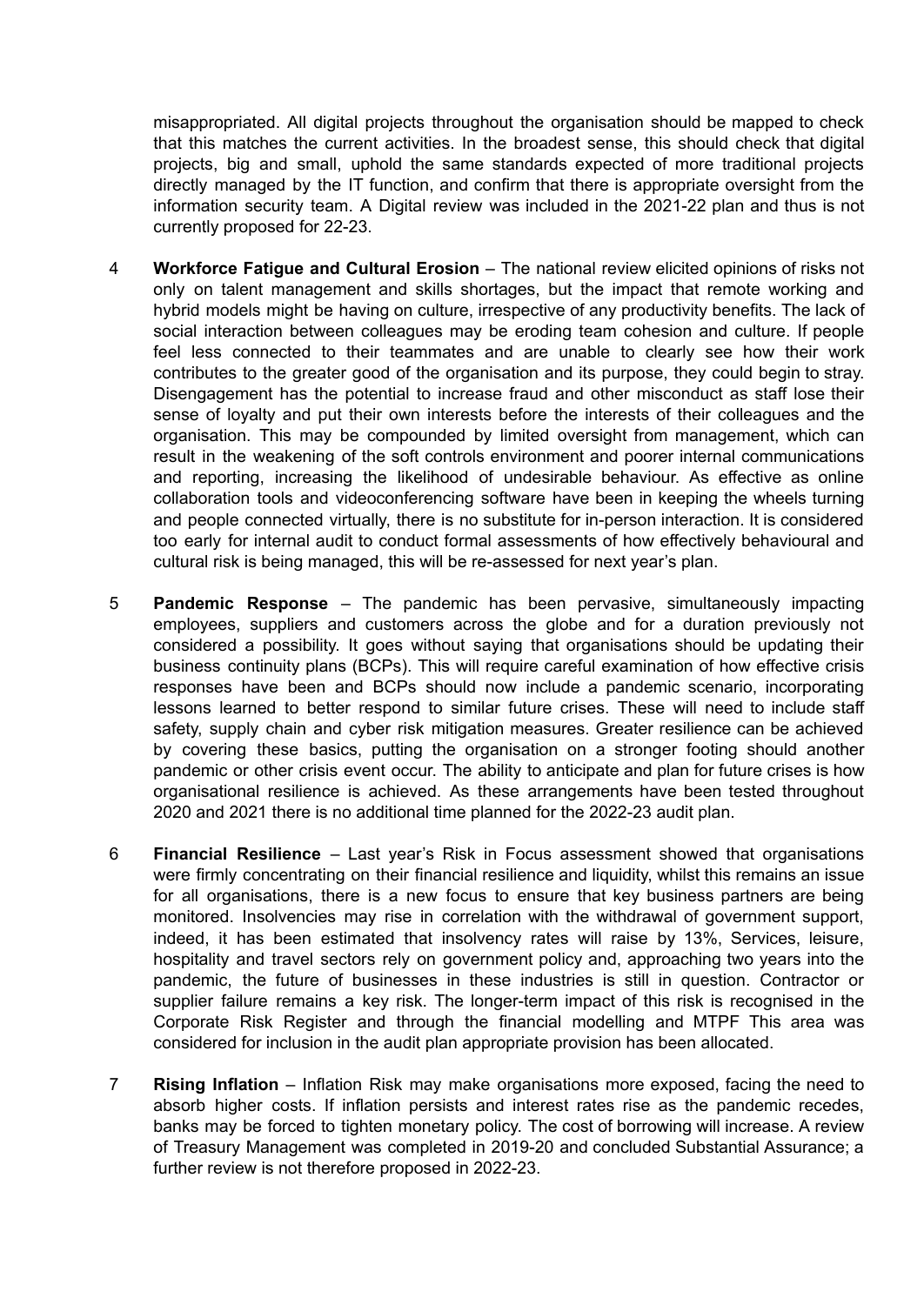misappropriated. All digital projects throughout the organisation should be mapped to check that this matches the current activities. In the broadest sense, this should check that digital projects, big and small, uphold the same standards expected of more traditional projects directly managed by the IT function, and confirm that there is appropriate oversight from the information security team. A Digital review was included in the 2021-22 plan and thus is not currently proposed for 22-23.

4 **Workforce Fatigue and Cultural Erosion** – The national review elicited opinions of risks not only on talent management and skills shortages, but the impact that remote working and hybrid models might be having on culture, irrespective of any productivity benefits. The lack of social interaction between colleagues may be eroding team cohesion and culture. If people feel less connected to their teammates and are unable to clearly see how their work contributes to the greater good of the organisation and its purpose, they could begin to stray. Disengagement has the potential to increase fraud and other misconduct as staff lose their sense of loyalty and put their own interests before the interests of their colleagues and the organisation. This may be compounded by limited oversight from management, which can result in the weakening of the soft controls environment and poorer internal communications and reporting, increasing the likelihood of undesirable behaviour. As effective as online collaboration tools and videoconferencing software have been in keeping the wheels turning and people connected virtually, there is no substitute for in-person interaction. It is considered too early for internal audit to conduct formal assessments of how effectively behavioural and cultural risk is being managed, this will be re-assessed for next year's plan.

5 **Pandemic Response** – The pandemic has been pervasive, simultaneously impacting employees, suppliers and customers across the globe and for a duration previously not considered a possibility. It goes without saying that organisations should be updating their business continuity plans (BCPs). This will require careful examination of how effective crisis responses have been and BCPs should now include a pandemic scenario, incorporating lessons learned to better respond to similar future crises. These will need to include staff safety, supply chain and cyber risk mitigation measures. Greater resilience can be achieved by covering these basics, putting the organisation on a stronger footing should another pandemic or other crisis event occur. The ability to anticipate and plan for future crises is how organisational resilience is achieved. As these arrangements have been tested throughout 2020 and 2021 there is no additional time planned for the 2022-23 audit plan.

6 **Financial Resilience** – Last year's Risk in Focus assessment showed that organisations were firmly concentrating on their financial resilience and liquidity, whilst this remains an issue for all organisations, there is a new focus to ensure that key business partners are being monitored. Insolvencies may rise in correlation with the withdrawal of government support, indeed, it has been estimated that insolvency rates will raise by 13%, Services, leisure, hospitality and travel sectors rely on government policy and, approaching two years into the pandemic, the future of businesses in these industries is still in question. Contractor or supplier failure remains a key risk. The longer-term impact of this risk is recognised in the Corporate Risk Register and through the financial modelling and MTPF This area was considered for inclusion in the audit plan appropriate provision has been allocated.

7 **Rising Inflation** – Inflation Risk may make organisations more exposed, facing the need to absorb higher costs. If inflation persists and interest rates rise as the pandemic recedes, banks may be forced to tighten monetary policy. The cost of borrowing will increase. A review of Treasury Management was completed in 2019-20 and concluded Substantial Assurance; a further review is not therefore proposed in 2022-23.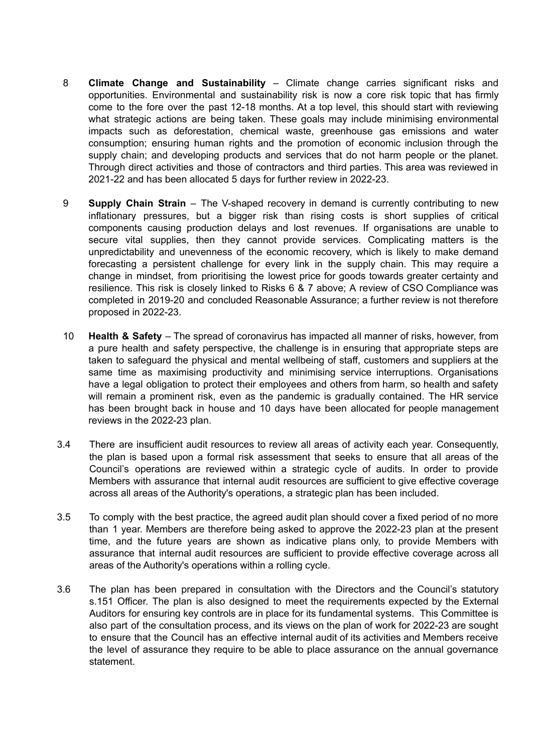8 **Climate Change and Sustainability** – Climate change carries significant risks and opportunities. Environmental and sustainability risk is now a core risk topic that has firmly come to the fore over the past 12-18 months. At a top level, this should start with reviewing what strategic actions are being taken. These goals may include minimising environmental impacts such as deforestation, chemical waste, greenhouse gas emissions and water consumption; ensuring human rights and the promotion of economic inclusion through the supply chain; and developing products and services that do not harm people or the planet. Through direct activities and those of contractors and third parties. This area was reviewed in 2021-22 and has been allocated 5 days for further review in 2022-23.

9 **Supply Chain Strain** – The V-shaped recovery in demand is currently contributing to new inflationary pressures, but a bigger risk than rising costs is short supplies of critical components causing production delays and lost revenues. If organisations are unable to secure vital supplies, then they cannot provide services. Complicating matters is the unpredictability and unevenness of the economic recovery, which is likely to make demand forecasting a persistent challenge for every link in the supply chain. This may require a change in mindset, from prioritising the lowest price for goods towards greater certainty and resilience. This risk is closely linked to Risks 6 & 7 above; A review of CSO Compliance was completed in 2019-20 and concluded Reasonable Assurance; a further review is not therefore proposed in 2022-23.

10 **Health & Safety** – The spread of coronavirus has impacted all manner of risks, however, from a pure health and safety perspective, the challenge is in ensuring that appropriate steps are taken to safeguard the physical and mental wellbeing of staff, customers and suppliers at the same time as maximising productivity and minimising service interruptions. Organisations have a legal obligation to protect their employees and others from harm, so health and safety will remain a prominent risk, even as the pandemic is gradually contained. The HR service has been brought back in house and 10 days have been allocated for people management reviews in the 2022-23 plan.

3.4 There are insufficient audit resources to review all areas of activity each year. Consequently, the plan is based upon a formal risk assessment that seeks to ensure that all areas of the Council's operations are reviewed within a strategic cycle of audits. In order to provide Members with assurance that internal audit resources are sufficient to give effective coverage across all areas of the Authority's operations, a strategic plan has been included.

3.5 To comply with the best practice, the agreed audit plan should cover a fixed period of no more than 1 year. Members are therefore being asked to approve the 2022-23 plan at the present time, and the future years are shown as indicative plans only, to provide Members with assurance that internal audit resources are sufficient to provide effective coverage across all areas of the Authority's operations within a rolling cycle.

3.6 The plan has been prepared in consultation with the Directors and the Council's statutory s.151 Officer. The plan is also designed to meet the requirements expected by the External Auditors for ensuring key controls are in place for its fundamental systems. This Committee is also part of the consultation process, and its views on the plan of work for 2022-23 are sought to ensure that the Council has an effective internal audit of its activities and Members receive the level of assurance they require to be able to place assurance on the annual governance statement.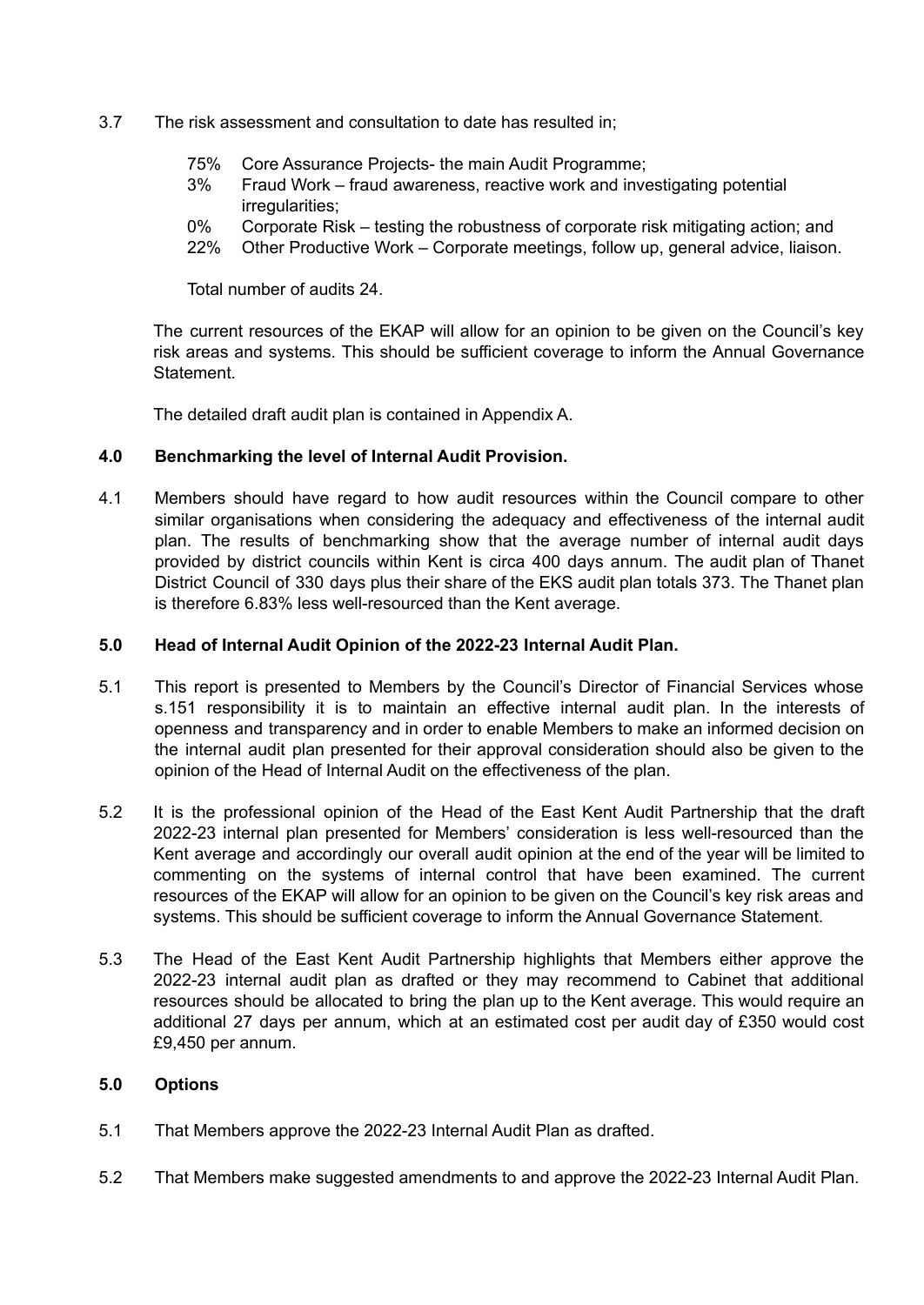3.7 The risk assessment and consultation to date has resulted in;

- 75% Core Assurance Projects- the main Audit Programme;
- 3% Fraud Work – fraud awareness, reactive work and investigating potential irregularities;
- 0% Corporate Risk – testing the robustness of corporate risk mitigating action; and
- 22% Other Productive Work – Corporate meetings, follow up, general advice, liaison.

Total number of audits 24.

The current resources of the EKAP will allow for an opinion to be given on the Council's key risk areas and systems. This should be sufficient coverage to inform the Annual Governance Statement.

The detailed draft audit plan is contained in Appendix A.

## 4.0 Benchmarking the level of Internal Audit Provision.

4.1 Members should have regard to how audit resources within the Council compare to other similar organisations when considering the adequacy and effectiveness of the internal audit plan. The results of benchmarking show that the average number of internal audit days provided by district councils within Kent is circa 400 days annum. The audit plan of Thanet District Council of 330 days plus their share of the EKS audit plan totals 373. The Thanet plan is therefore 6.83% less well-resourced than the Kent average.

## 5.0 Head of Internal Audit Opinion of the 2022-23 Internal Audit Plan.

5.1 This report is presented to Members by the Council's Director of Financial Services whose s.151 responsibility it is to maintain an effective internal audit plan. In the interests of openness and transparency and in order to enable Members to make an informed decision on the internal audit plan presented for their approval consideration should also be given to the opinion of the Head of Internal Audit on the effectiveness of the plan.

5.2 It is the professional opinion of the Head of the East Kent Audit Partnership that the draft 2022-23 internal plan presented for Members' consideration is less well-resourced than the Kent average and accordingly our overall audit opinion at the end of the year will be limited to commenting on the systems of internal control that have been examined. The current resources of the EKAP will allow for an opinion to be given on the Council's key risk areas and systems. This should be sufficient coverage to inform the Annual Governance Statement.

5.3 The Head of the East Kent Audit Partnership highlights that Members either approve the 2022-23 internal audit plan as drafted or they may recommend to Cabinet that additional resources should be allocated to bring the plan up to the Kent average. This would require an additional 27 days per annum, which at an estimated cost per audit day of £350 would cost £9,450 per annum.

## 5.0 Options

5.1 That Members approve the 2022-23 Internal Audit Plan as drafted.

5.2 That Members make suggested amendments to and approve the 2022-23 Internal Audit Plan.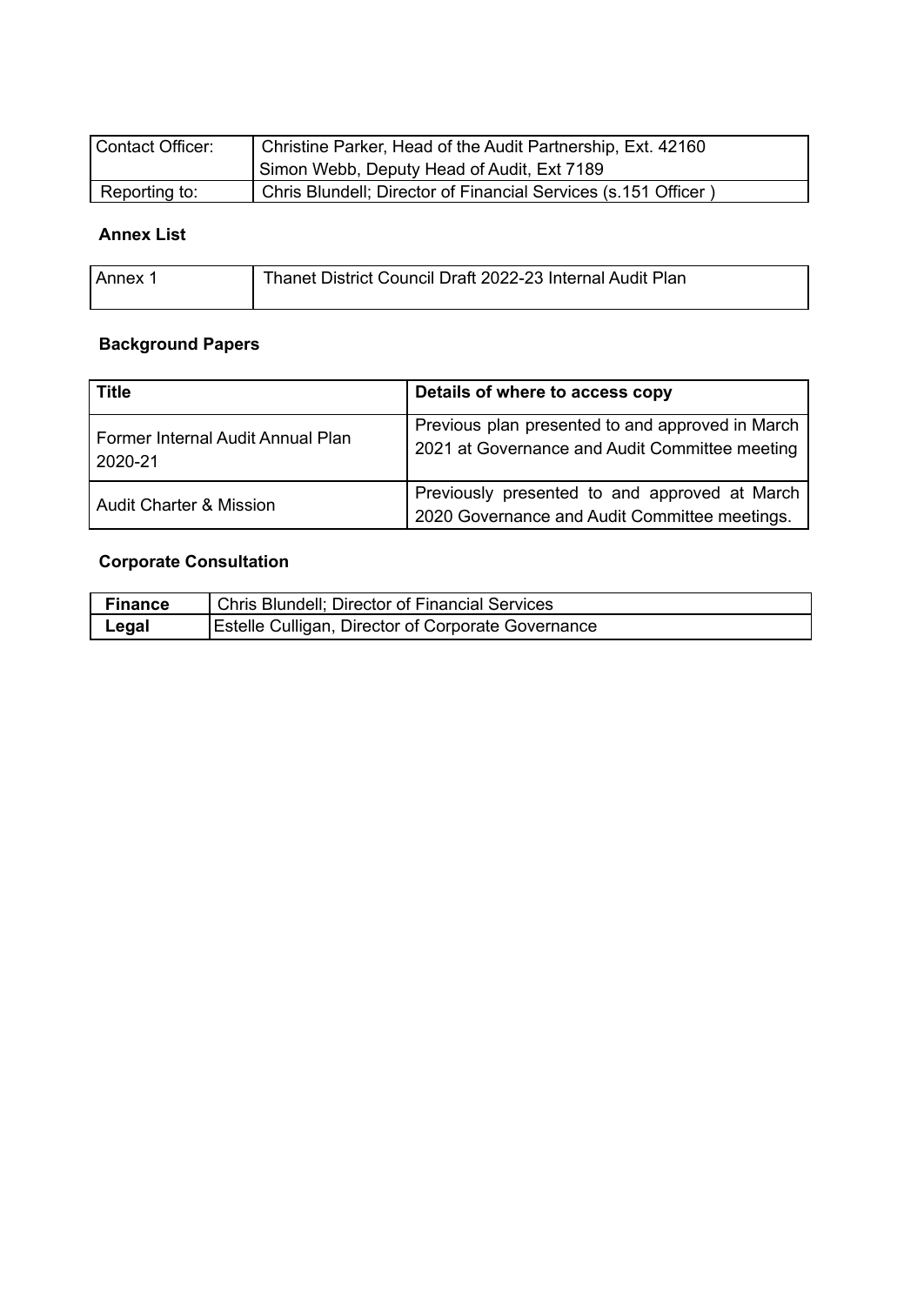| | |
|---|---|
| Contact Officer: | Christine Parker, Head of the Audit Partnership, Ext. 42160<br>Simon Webb, Deputy Head of Audit, Ext 7189 |
| Reporting to: | Chris Blundell; Director of Financial Services (s.151 Officer ) |

**Annex List**

| | |
|---|---|
| Annex 1 | Thanet District Council Draft 2022-23 Internal Audit Plan |

**Background Papers**

| Title | Details of where to access copy |
|---|---|
| Former Internal Audit Annual Plan 2020-21 | Previous plan presented to and approved in March 2021 at Governance and Audit Committee meeting |
| Audit Charter & Mission | Previously presented to and approved at March 2020 Governance and Audit Committee meetings. |

**Corporate Consultation**

| | |
|---|---|
| **Finance** | Chris Blundell; Director of Financial Services |
| **Legal** | Estelle Culligan, Director of Corporate Governance |